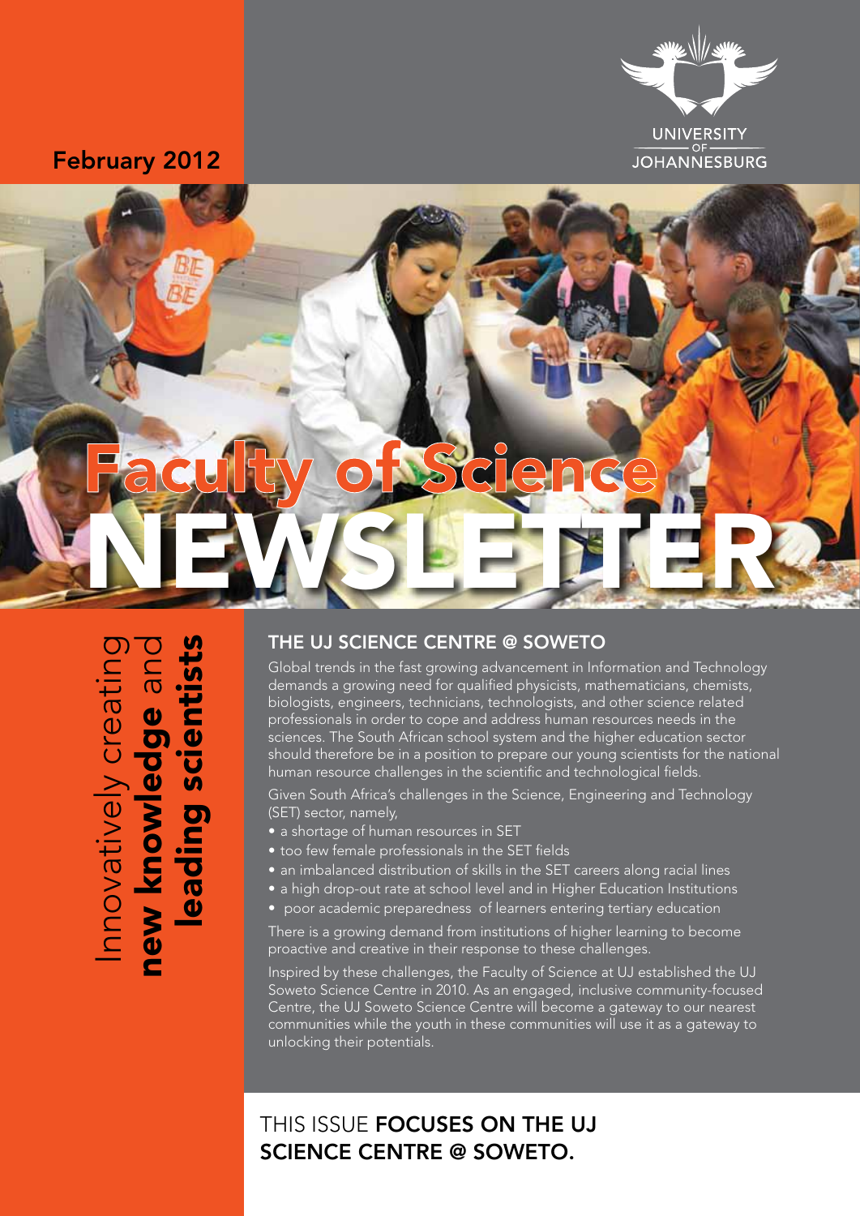February 2012

UNIVERSITY OF JOHANNESBURG

# Faculty of Science NEWSLETTER

Innovatively creating **new knowledge** and **leading scientists**

## THE UJ SCIENCE CENTRE @ SOWETO

Global trends in the fast growing advancement in Information and Technology demands a growing need for qualified physicists, mathematicians, chemists, biologists, engineers, technicians, technologists, and other science related professionals in order to cope and address human resources needs in the sciences. The South African school system and the higher education sector should therefore be in a position to prepare our young scientists for the national human resource challenges in the scientific and technological fields.

Given South Africa's challenges in the Science, Engineering and Technology (SET) sector, namely,

- a shortage of human resources in SET
- too few female professionals in the SET fields
- an imbalanced distribution of skills in the SET careers along racial lines
- a high drop-out rate at school level and in Higher Education Institutions
- poor academic preparedness of learners entering tertiary education

There is a growing demand from institutions of higher learning to become proactive and creative in their response to these challenges.

Inspired by these challenges, the Faculty of Science at UJ established the UJ Soweto Science Centre in 2010. As an engaged, inclusive community-focused Centre, the UJ Soweto Science Centre will become a gateway to our nearest communities while the youth in these communities will use it as a gateway to unlocking their potentials.

THIS ISSUE **FOCUSES ON THE UJ SCIENCE CENTRE @ SOWETO.**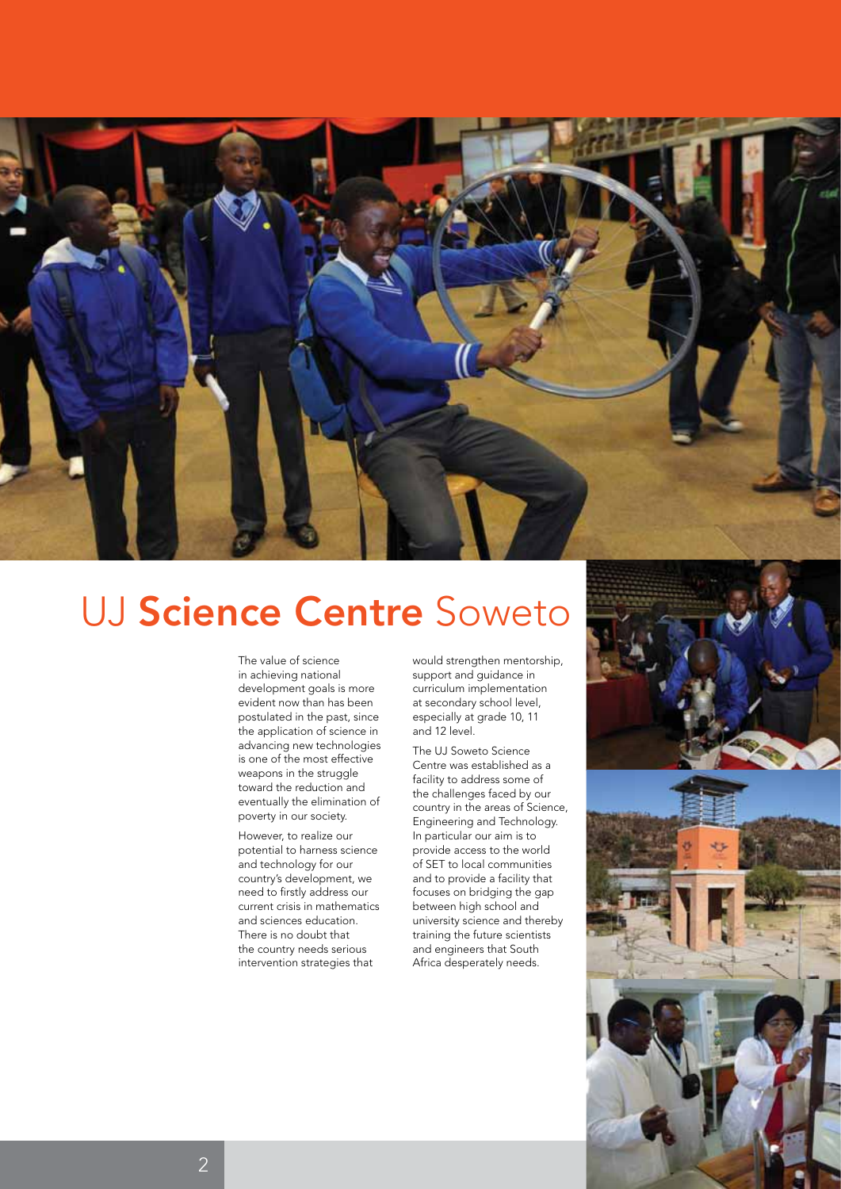# UJ **Science Centre** Soweto

The value of science in achieving national development goals is more evident now than has been postulated in the past, since the application of science in advancing new technologies is one of the most effective weapons in the struggle toward the reduction and eventually the elimination of poverty in our society.

However, to realize our potential to harness science and technology for our country's development, we need to firstly address our current crisis in mathematics and sciences education. There is no doubt that the country needs serious intervention strategies that would strengthen mentorship, support and guidance in curriculum implementation at secondary school level, especially at grade 10, 11 and 12 level.

The UJ Soweto Science Centre was established as a facility to address some of the challenges faced by our country in the areas of Science, Engineering and Technology. In particular our aim is to provide access to the world of SET to local communities and to provide a facility that focuses on bridging the gap between high school and university science and thereby training the future scientists and engineers that South Africa desperately needs.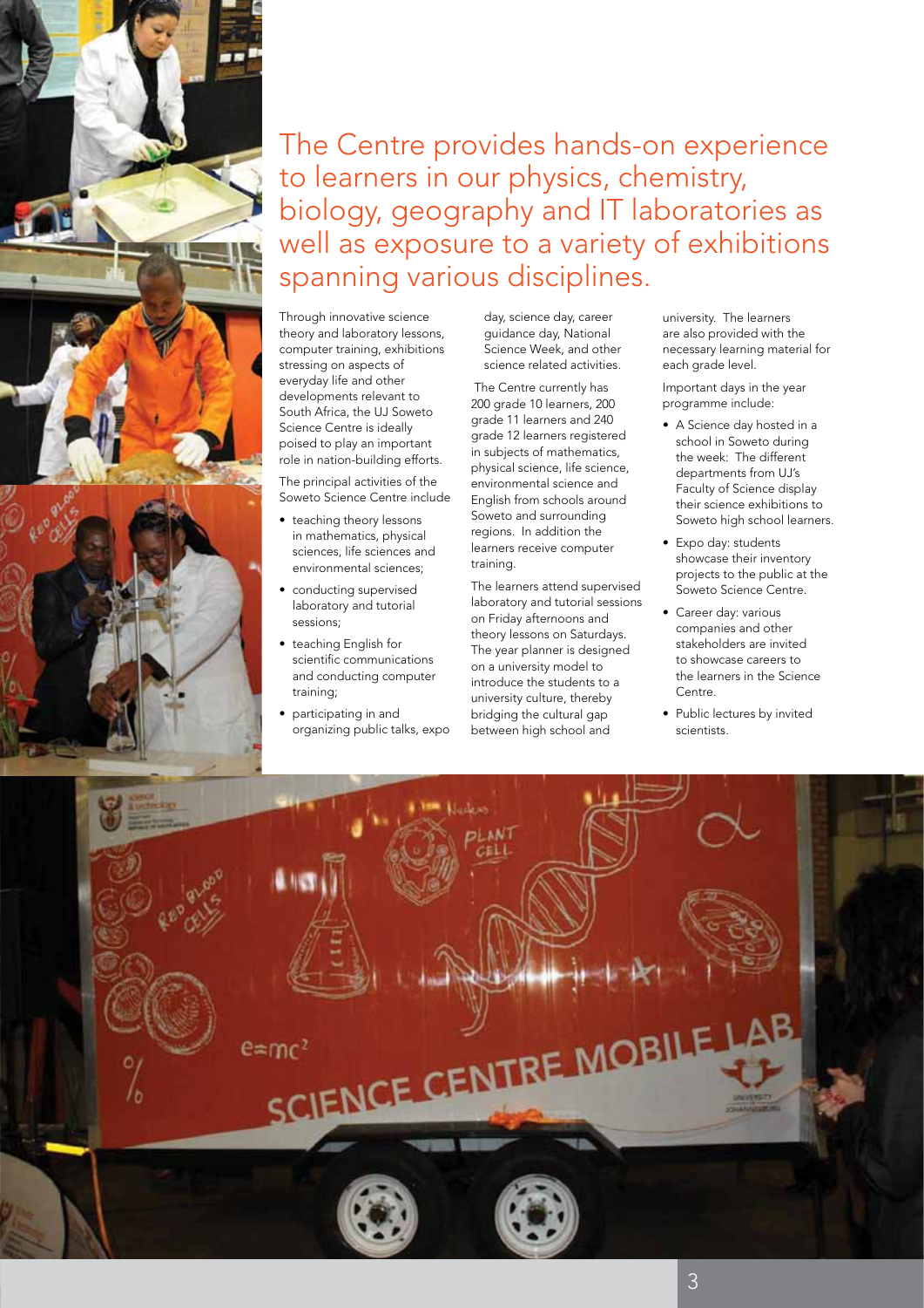## The Centre provides hands-on experience to learners in our physics, chemistry, biology, geography and IT laboratories as well as exposure to a variety of exhibitions spanning various disciplines.

Through innovative science theory and laboratory lessons, computer training, exhibitions stressing on aspects of everyday life and other developments relevant to South Africa, the UJ Soweto Science Centre is ideally poised to play an important role in nation-building efforts.

The principal activities of the Soweto Science Centre include

- teaching theory lessons in mathematics, physical sciences, life sciences and environmental sciences;
- conducting supervised laboratory and tutorial sessions;
- teaching English for scientific communications and conducting computer training;
- participating in and organizing public talks, expo day, science day, career guidance day, National Science Week, and other science related activities.

The Centre currently has 200 grade 10 learners, 200 grade 11 learners and 240 grade 12 learners registered in subjects of mathematics, physical science, life science, environmental science and English from schools around Soweto and surrounding regions. In addition the learners receive computer training.

The learners attend supervised laboratory and tutorial sessions on Friday afternoons and theory lessons on Saturdays. The year planner is designed on a university model to introduce the students to a university culture, thereby bridging the cultural gap between high school and university. The learners are also provided with the necessary learning material for each grade level.

Important days in the year programme include:

- A Science day hosted in a school in Soweto during the week: The different departments from UJ's Faculty of Science display their science exhibitions to Soweto high school learners.
- Expo day: students showcase their inventory projects to the public at the Soweto Science Centre.
- Career day: various companies and other stakeholders are invited to showcase careers to the learners in the Science Centre.
- Public lectures by invited scientists.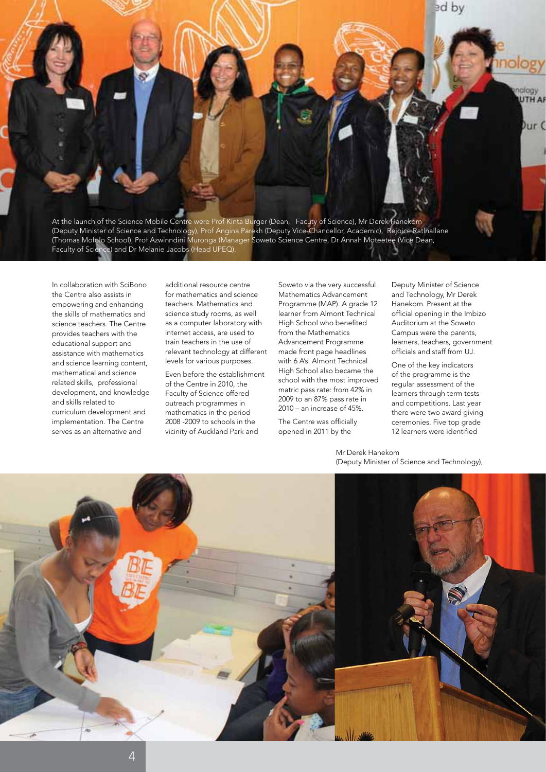At the launch of the Science Mobile Centre were Prof Kinta Burger (Dean, Facuty of Science), Mr Derek Hanekom (Deputy Minister of Science and Technology), Prof Angina Parekh (Deputy Vice-Chancellor, Academic), Rejoice Ratlhallane (Thomas Mofolo School), Prof Azwinndini Muronga (Manager Soweto Science Centre, Dr Annah Moteetee (Vice Dean, Faculty of Science) and Dr Melanie Jacobs (Head UPEQ).

In collaboration with SciBono the Centre also assists in empowering and enhancing the skills of mathematics and science teachers. The Centre provides teachers with the educational support and assistance with mathematics and science learning content, mathematical and science related skills, professional development, and knowledge and skills related to curriculum development and implementation. The Centre serves as an alternative and additional resource centre for mathematics and science teachers. Mathematics and science study rooms, as well as a computer laboratory with internet access, are used to train teachers in the use of relevant technology at different levels for various purposes.

Even before the establishment of the Centre in 2010, the Faculty of Science offered outreach programmes in mathematics in the period 2008 -2009 to schools in the vicinity of Auckland Park and Soweto via the very successful Mathematics Advancement Programme (MAP). A grade 12 learner from Almont Technical High School who benefited from the Mathematics Advancement Programme made front page headlines with 6 A's. Almont Technical High School also became the school with the most improved matric pass rate: from 42% in 2009 to an 87% pass rate in 2010 – an increase of 45%.

The Centre was officially opened in 2011 by the Deputy Minister of Science and Technology, Mr Derek Hanekom. Present at the official opening in the Imbizo Auditorium at the Soweto Campus were the parents, learners, teachers, government officials and staff from UJ.

One of the key indicators of the programme is the regular assessment of the learners through term tests and competitions. Last year there were two award giving ceremonies. Five top grade 12 learners were identified

Mr Derek Hanekom (Deputy Minister of Science and Technology),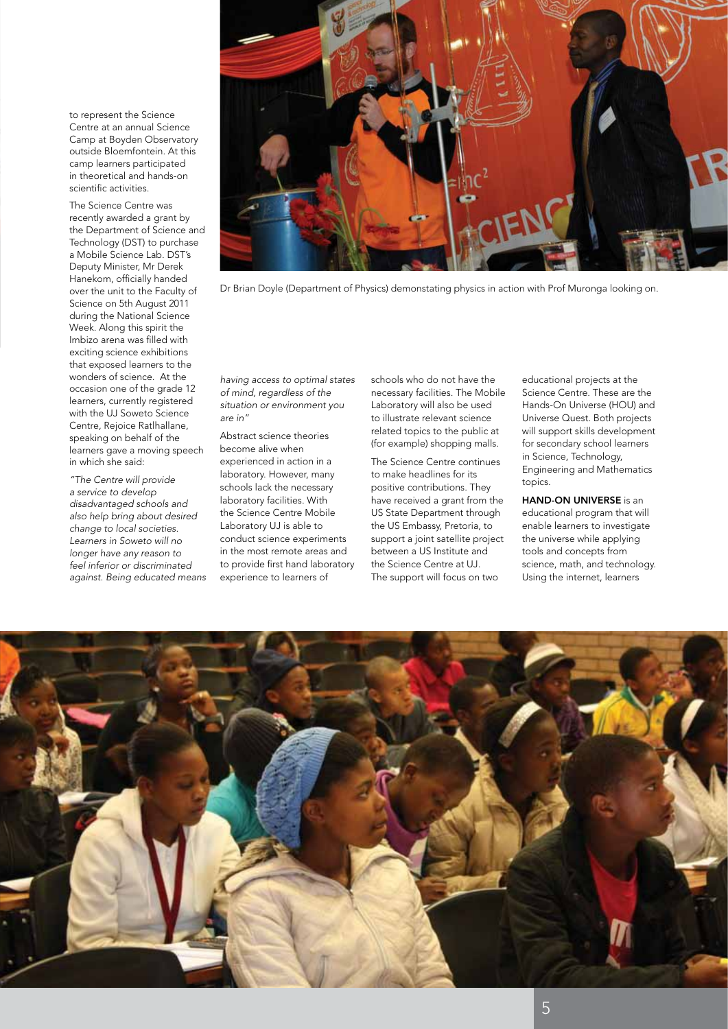to represent the Science Centre at an annual Science Camp at Boyden Observatory outside Bloemfontein. At this camp learners participated in theoretical and hands-on scientific activities.

The Science Centre was recently awarded a grant by the Department of Science and Technology (DST) to purchase a Mobile Science Lab. DST's Deputy Minister, Mr Derek Hanekom, officially handed over the unit to the Faculty of Science on 5th August 2011 during the National Science Week. Along this spirit the Imbizo arena was filled with exciting science exhibitions that exposed learners to the wonders of science. At the occasion one of the grade 12 learners, currently registered with the UJ Soweto Science Centre, Rejoice Ratlhallane, speaking on behalf of the learners gave a moving speech in which she said:

*"The Centre will provide a service to develop disadvantaged schools and also help bring about desired change to local societies. Learners in Soweto will no longer have any reason to feel inferior or discriminated against. Being educated means having access to optimal states of mind, regardless of the situation or environment you are in"*

Dr Brian Doyle (Department of Physics) demonstating physics in action with Prof Muronga looking on.

Abstract science theories become alive when experienced in action in a laboratory. However, many schools lack the necessary laboratory facilities. With the Science Centre Mobile Laboratory UJ is able to conduct science experiments in the most remote areas and to provide first hand laboratory experience to learners of schools who do not have the necessary facilities. The Mobile Laboratory will also be used to illustrate relevant science related topics to the public at (for example) shopping malls.

The Science Centre continues to make headlines for its positive contributions. They have received a grant from the US State Department through the US Embassy, Pretoria, to support a joint satellite project between a US Institute and the Science Centre at UJ. The support will focus on two educational projects at the Science Centre. These are the Hands-On Universe (HOU) and Universe Quest. Both projects will support skills development for secondary school learners in Science, Technology, Engineering and Mathematics topics.

**HAND-ON UNIVERSE** is an educational program that will enable learners to investigate the universe while applying tools and concepts from science, math, and technology. Using the internet, learners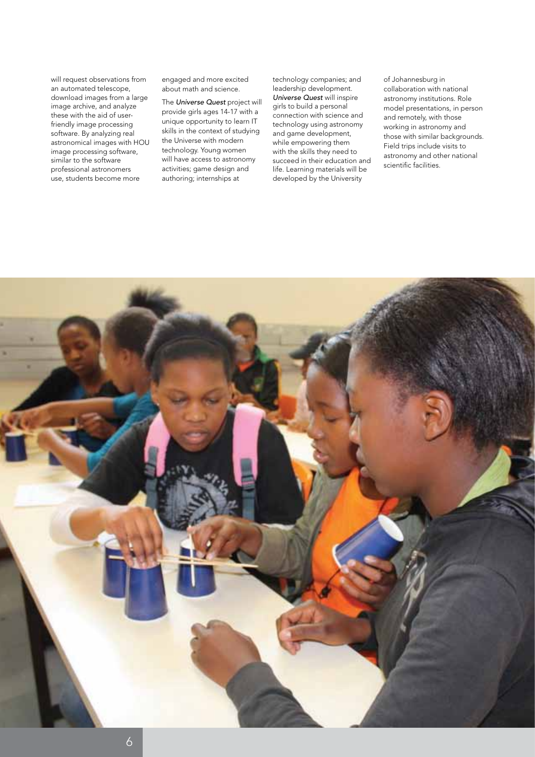will request observations from an automated telescope, download images from a large image archive, and analyze these with the aid of user-friendly image processing software. By analyzing real astronomical images with HOU image processing software, similar to the software professional astronomers use, students become more engaged and more excited about math and science.

The *Universe Quest* project will provide girls ages 14-17 with a unique opportunity to learn IT skills in the context of studying the Universe with modern technology. Young women will have access to astronomy activities; game design and authoring; internships at technology companies; and leadership development. *Universe Quest* will inspire girls to build a personal connection with science and technology using astronomy and game development, while empowering them with the skills they need to succeed in their education and life. Learning materials will be developed by the University of Johannesburg in collaboration with national astronomy institutions. Role model presentations, in person and remotely, with those working in astronomy and those with similar backgrounds. Field trips include visits to astronomy and other national scientific facilities.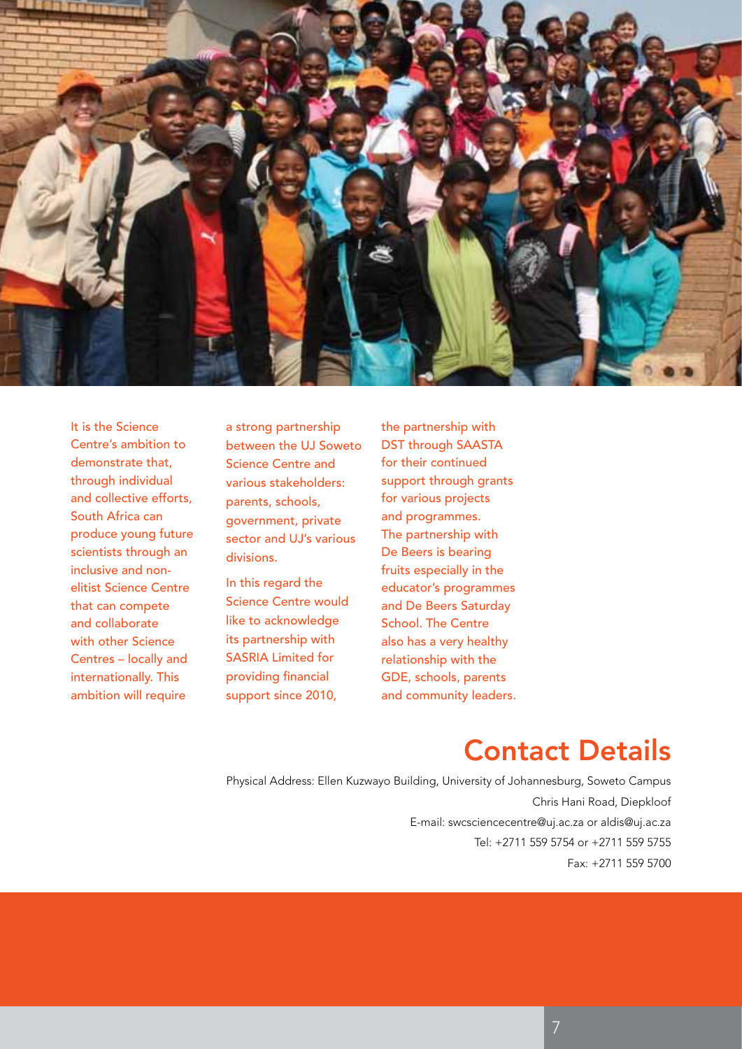It is the Science Centre's ambition to demonstrate that, through individual and collective efforts, South Africa can produce young future scientists through an inclusive and non-elitist Science Centre that can compete and collaborate with other Science Centres – locally and internationally. This ambition will require a strong partnership between the UJ Soweto Science Centre and various stakeholders: parents, schools, government, private sector and UJ's various divisions.

In this regard the Science Centre would like to acknowledge its partnership with SASRIA Limited for providing financial support since 2010, the partnership with DST through SAASTA for their continued support through grants for various projects and programmes. The partnership with De Beers is bearing fruits especially in the educator's programmes and De Beers Saturday School. The Centre also has a very healthy relationship with the GDE, schools, parents and community leaders.

## Contact Details

Physical Address: Ellen Kuzwayo Building, University of Johannesburg, Soweto Campus
Chris Hani Road, Diepkloof

E-mail: swcsciencecentre@uj.ac.za or aldis@uj.ac.za

Tel: +2711 559 5754 or +2711 559 5755

Fax: +2711 559 5700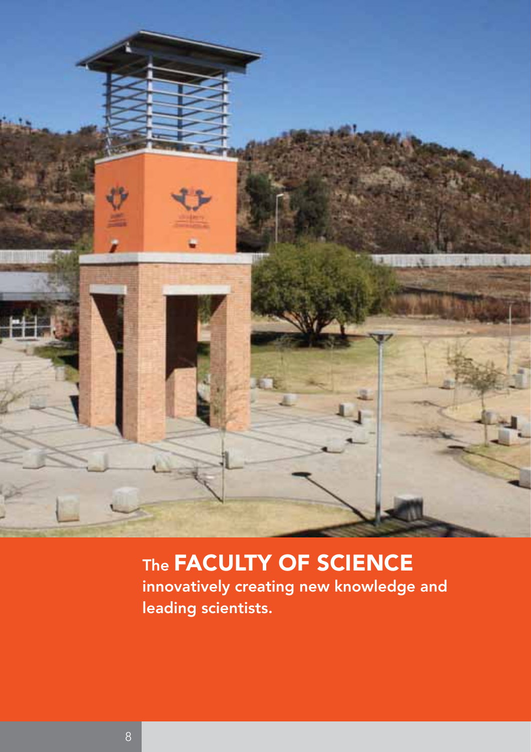# The FACULTY OF SCIENCE

innovatively creating new knowledge and leading scientists.